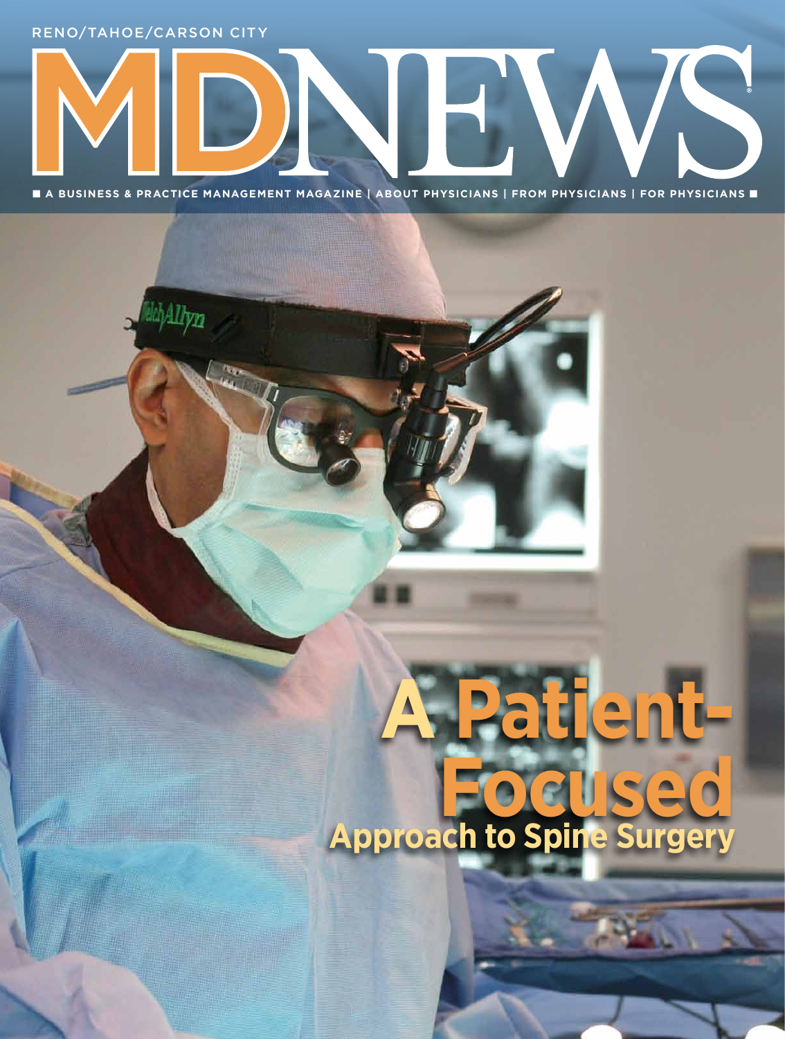RENO/TAHOE/CARSON CITY

# MDNEWS®

■ A BUSINESS & PRACTICE MANAGEMENT MAGAZINE | ABOUT PHYSICIANS | FROM PHYSICIANS | FOR PHYSICIANS ■

## A Patient-Focused Approach to Spine Surgery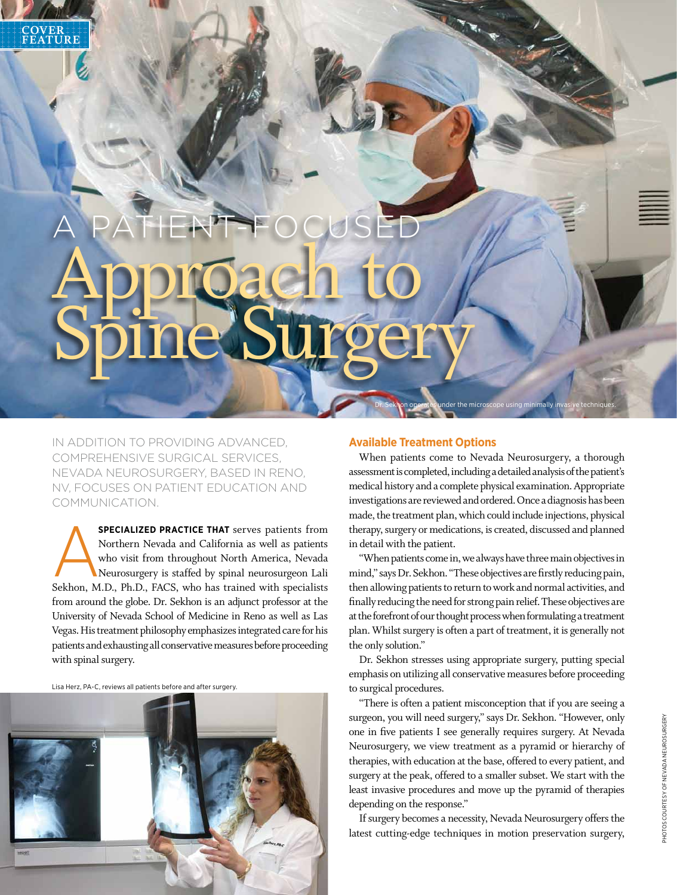COVER FEATURE

# A PATIENT-FOCUSED Approach to Spine Surgery

Dr. Sekhon operates under the microscope using minimally invasive techniques.

IN ADDITION TO PROVIDING ADVANCED, COMPREHENSIVE SURGICAL SERVICES, NEVADA NEUROSURGERY, BASED IN RENO, NV, FOCUSES ON PATIENT EDUCATION AND COMMUNICATION.

**A SPECIALIZED PRACTICE THAT** serves patients from Northern Nevada and California as well as patients who visit from throughout North America, Nevada Neurosurgery is staffed by spinal neurosurgeon Lali Sekhon, M.D., Ph.D., FACS, who has trained with specialists from around the globe. Dr. Sekhon is an adjunct professor at the University of Nevada School of Medicine in Reno as well as Las Vegas. His treatment philosophy emphasizes integrated care for his patients and exhausting all conservative measures before proceeding with spinal surgery.

Lisa Herz, PA-C, reviews all patients before and after surgery.

## Available Treatment Options

When patients come to Nevada Neurosurgery, a thorough assessment is completed, including a detailed analysis of the patient's medical history and a complete physical examination. Appropriate investigations are reviewed and ordered. Once a diagnosis has been made, the treatment plan, which could include injections, physical therapy, surgery or medications, is created, discussed and planned in detail with the patient.

"When patients come in, we always have three main objectives in mind," says Dr. Sekhon. "These objectives are firstly reducing pain, then allowing patients to return to work and normal activities, and finally reducing the need for strong pain relief. These objectives are at the forefront of our thought process when formulating a treatment plan. Whilst surgery is often a part of treatment, it is generally not the only solution."

Dr. Sekhon stresses using appropriate surgery, putting special emphasis on utilizing all conservative measures before proceeding to surgical procedures.

"There is often a patient misconception that if you are seeing a surgeon, you will need surgery," says Dr. Sekhon. "However, only one in five patients I see generally requires surgery. At Nevada Neurosurgery, we view treatment as a pyramid or hierarchy of therapies, with education at the base, offered to every patient, and surgery at the peak, offered to a smaller subset. We start with the least invasive procedures and move up the pyramid of therapies depending on the response."

If surgery becomes a necessity, Nevada Neurosurgery offers the latest cutting-edge techniques in motion preservation surgery,

PHOTOS COURTESY OF NEVADA NEUROSURGERY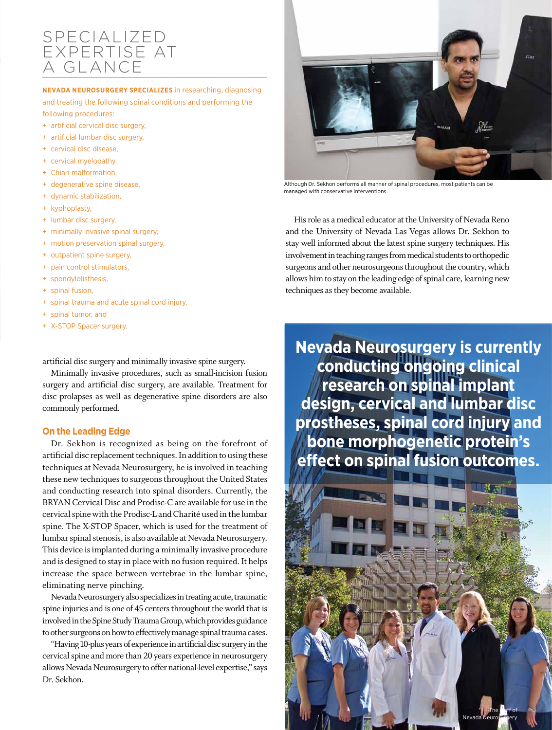## SPECIALIZED EXPERTISE AT A GLANCE

**NEVADA NEUROSURGERY SPECIALIZES** in researching, diagnosing and treating the following spinal conditions and performing the following procedures:

- artificial cervical disc surgery,
- artificial lumbar disc surgery,
- cervical disc disease,
- cervical myelopathy,
- Chiari malformation,
- degenerative spine disease,
- dynamic stabilization,
- kyphoplasty,
- lumbar disc surgery,
- minimally invasive spinal surgery,
- motion preservation spinal surgery,
- outpatient spine surgery,
- pain control stimulators,
- spondylolisthesis,
- spinal fusion,
- spinal trauma and acute spinal cord injury,
- spinal tumor, and
- X-STOP Spacer surgery.

artificial disc surgery and minimally invasive spine surgery.

Minimally invasive procedures, such as small-incision fusion surgery and artificial disc surgery, are available. Treatment for disc prolapses as well as degenerative spine disorders are also commonly performed.

### On the Leading Edge

Dr. Sekhon is recognized as being on the forefront of artificial disc replacement techniques. In addition to using these techniques at Nevada Neurosurgery, he is involved in teaching these new techniques to surgeons throughout the United States and conducting research into spinal disorders. Currently, the BRYAN Cervical Disc and Prodisc-C are available for use in the cervical spine with the Prodisc-L and Charité used in the lumbar spine. The X-STOP Spacer, which is used for the treatment of lumbar spinal stenosis, is also available at Nevada Neurosurgery. This device is implanted during a minimally invasive procedure and is designed to stay in place with no fusion required. It helps increase the space between vertebrae in the lumbar spine, eliminating nerve pinching.

Nevada Neurosurgery also specializes in treating acute, traumatic spine injuries and is one of 45 centers throughout the world that is involved in the Spine Study Trauma Group, which provides guidance to other surgeons on how to effectively manage spinal trauma cases.

"Having 10-plus years of experience in artificial disc surgery in the cervical spine and more than 20 years experience in neurosurgery allows Nevada Neurosurgery to offer national-level expertise," says Dr. Sekhon.

Although Dr. Sekhon performs all manner of spinal procedures, most patients can be managed with conservative interventions.

His role as a medical educator at the University of Nevada Reno and the University of Nevada Las Vegas allows Dr. Sekhon to stay well informed about the latest spine surgery techniques. His involvement in teaching ranges from medical students to orthopedic surgeons and other neurosurgeons throughout the country, which allows him to stay on the leading edge of spinal care, learning new techniques as they become available.

**Nevada Neurosurgery is currently conducting ongoing clinical research on spinal implant design, cervical and lumbar disc prostheses, spinal cord injury and bone morphogenetic protein's effect on spinal fusion outcomes.**

The staff of Nevada Neurosurgery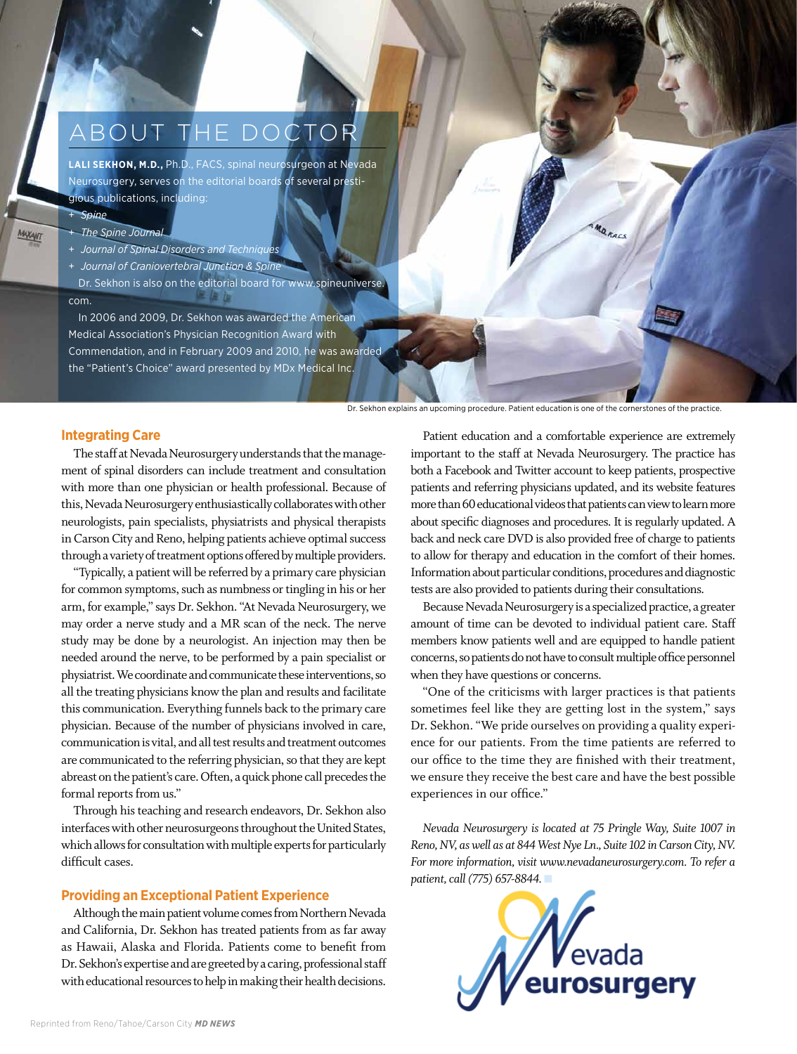## ABOUT THE DOCTOR

**LALI SEKHON, M.D.,** Ph.D., FACS, spinal neurosurgeon at Nevada Neurosurgery, serves on the editorial boards of several prestigious publications, including:

+ *Spine*
+ *The Spine Journal*
+ *Journal of Spinal Disorders and Techniques*
+ *Journal of Craniovertebral Junction & Spine*

Dr. Sekhon is also on the editorial board for www.spineuniverse.com.

In 2006 and 2009, Dr. Sekhon was awarded the American Medical Association's Physician Recognition Award with Commendation, and in February 2009 and 2010, he was awarded the "Patient's Choice" award presented by MDx Medical Inc.

Dr. Sekhon explains an upcoming procedure. Patient education is one of the cornerstones of the practice.

### Integrating Care

The staff at Nevada Neurosurgery understands that the management of spinal disorders can include treatment and consultation with more than one physician or health professional. Because of this, Nevada Neurosurgery enthusiastically collaborates with other neurologists, pain specialists, physiatrists and physical therapists in Carson City and Reno, helping patients achieve optimal success through a variety of treatment options offered by multiple providers.

"Typically, a patient will be referred by a primary care physician for common symptoms, such as numbness or tingling in his or her arm, for example," says Dr. Sekhon. "At Nevada Neurosurgery, we may order a nerve study and a MR scan of the neck. The nerve study may be done by a neurologist. An injection may then be needed around the nerve, to be performed by a pain specialist or physiatrist. We coordinate and communicate these interventions, so all the treating physicians know the plan and results and facilitate this communication. Everything funnels back to the primary care physician. Because of the number of physicians involved in care, communication is vital, and all test results and treatment outcomes are communicated to the referring physician, so that they are kept abreast on the patient's care. Often, a quick phone call precedes the formal reports from us."

Through his teaching and research endeavors, Dr. Sekhon also interfaces with other neurosurgeons throughout the United States, which allows for consultation with multiple experts for particularly difficult cases.

### Providing an Exceptional Patient Experience

Although the main patient volume comes from Northern Nevada and California, Dr. Sekhon has treated patients from as far away as Hawaii, Alaska and Florida. Patients come to benefit from Dr. Sekhon's expertise and are greeted by a caring, professional staff with educational resources to help in making their health decisions.

Patient education and a comfortable experience are extremely important to the staff at Nevada Neurosurgery. The practice has both a Facebook and Twitter account to keep patients, prospective patients and referring physicians updated, and its website features more than 60 educational videos that patients can view to learn more about specific diagnoses and procedures. It is regularly updated. A back and neck care DVD is also provided free of charge to patients to allow for therapy and education in the comfort of their homes. Information about particular conditions, procedures and diagnostic tests are also provided to patients during their consultations.

Because Nevada Neurosurgery is a specialized practice, a greater amount of time can be devoted to individual patient care. Staff members know patients well and are equipped to handle patient concerns, so patients do not have to consult multiple office personnel when they have questions or concerns.

"One of the criticisms with larger practices is that patients sometimes feel like they are getting lost in the system," says Dr. Sekhon. "We pride ourselves on providing a quality experience for our patients. From the time patients are referred to our office to the time they are finished with their treatment, we ensure they receive the best care and have the best possible experiences in our office."

*Nevada Neurosurgery is located at 75 Pringle Way, Suite 1007 in Reno, NV, as well as at 844 West Nye Ln., Suite 102 in Carson City, NV. For more information, visit www.nevadaneurosurgery.com. To refer a patient, call (775) 657-8844.*

Nevada Neurosurgery

Reprinted from Reno/Tahoe/Carson City ***MD NEWS***